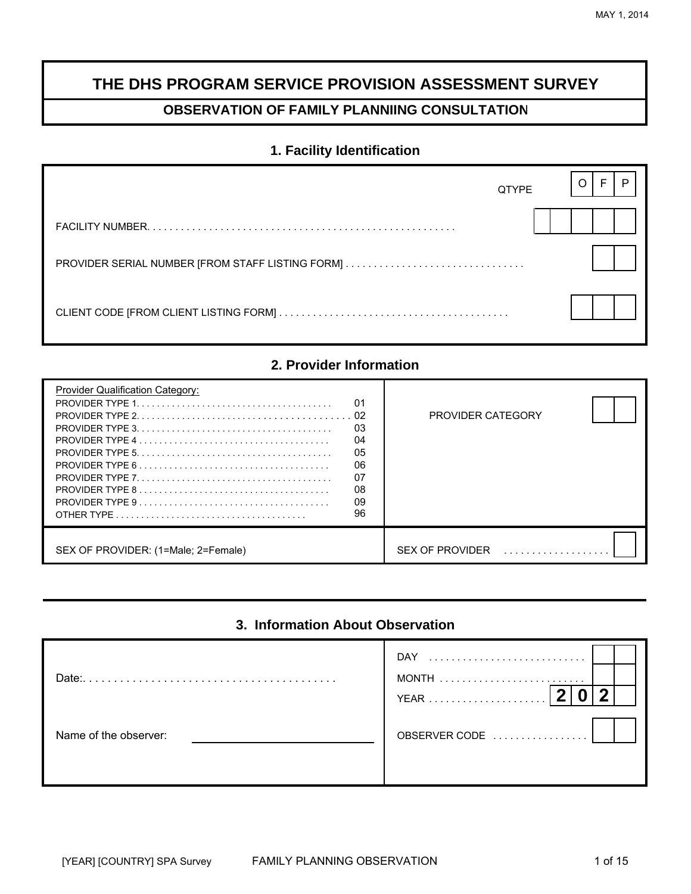# THE DHS PROGRAM SERVICE PROVISION ASSESSMENT SURVEY

## OBSERVATION OF FAMILY PLANNIING CONSULTATION

### 1. Facility Identification

| | |
|---|---|
| QTYPE | O F P |
| FACILITY NUMBER. . . . . . . . . . . . . . . . . . . . . . . . . . . . . . . . . . . . . . . . . . . . . . . . . . . . . . | |
| PROVIDER SERIAL NUMBER [FROM STAFF LISTING FORM] . . . . . . . . . . . . . . . . . . . . . . . . . . . . . . . . | |
| CLIENT CODE [FROM CLIENT LISTING FORM] . . . . . . . . . . . . . . . . . . . . . . . . . . . . . . . . . . . . . . . . . | |

### 2. Provider Information

| Provider Qualification Category: | | |
|---|---|---|
| PROVIDER TYPE 1. . . . . . . . . . . . . . . . . . . . . . . . . . . . . . . . . . . . . . . | 01 | PROVIDER CATEGORY |
| PROVIDER TYPE 2. . . . . . . . . . . . . . . . . . . . . . . . . . . . . . . . . . . . . . . . | 02 | |
| PROVIDER TYPE 3. . . . . . . . . . . . . . . . . . . . . . . . . . . . . . . . . . . . . . . | 03 | |
| PROVIDER TYPE 4 . . . . . . . . . . . . . . . . . . . . . . . . . . . . . . . . . . . . . . | 04 | |
| PROVIDER TYPE 5. . . . . . . . . . . . . . . . . . . . . . . . . . . . . . . . . . . . . . . | 05 | |
| PROVIDER TYPE 6 . . . . . . . . . . . . . . . . . . . . . . . . . . . . . . . . . . . . . . | 06 | |
| PROVIDER TYPE 7. . . . . . . . . . . . . . . . . . . . . . . . . . . . . . . . . . . . . . . | 07 | |
| PROVIDER TYPE 8 . . . . . . . . . . . . . . . . . . . . . . . . . . . . . . . . . . . . . . | 08 | |
| PROVIDER TYPE 9 . . . . . . . . . . . . . . . . . . . . . . . . . . . . . . . . . . . . . . | 09 | |
| OTHER TYPE . . . . . . . . . . . . . . . . . . . . . . . . . . . . . . . . . . . . . . | 96 | |
| SEX OF PROVIDER: (1=Male; 2=Female) | | SEX OF PROVIDER . . . . . . . . . . . . . . . . . . |

### 3. Information About Observation

| | |
|---|---|
| Date:. . . . . . . . . . . . . . . . . . . . . . . . . . . . . . . . . . . . . . . . . . | DAY . . . . . . . . . . . . . . . . . . . . . . . . . . . . |
| | MONTH . . . . . . . . . . . . . . . . . . . . . . . . . . |
| | YEAR . . . . . . . . . . . . . . . . . . . . . 2 0 2 |
| Name of the observer: ____________________ | OBSERVER CODE . . . . . . . . . . . . . . . . |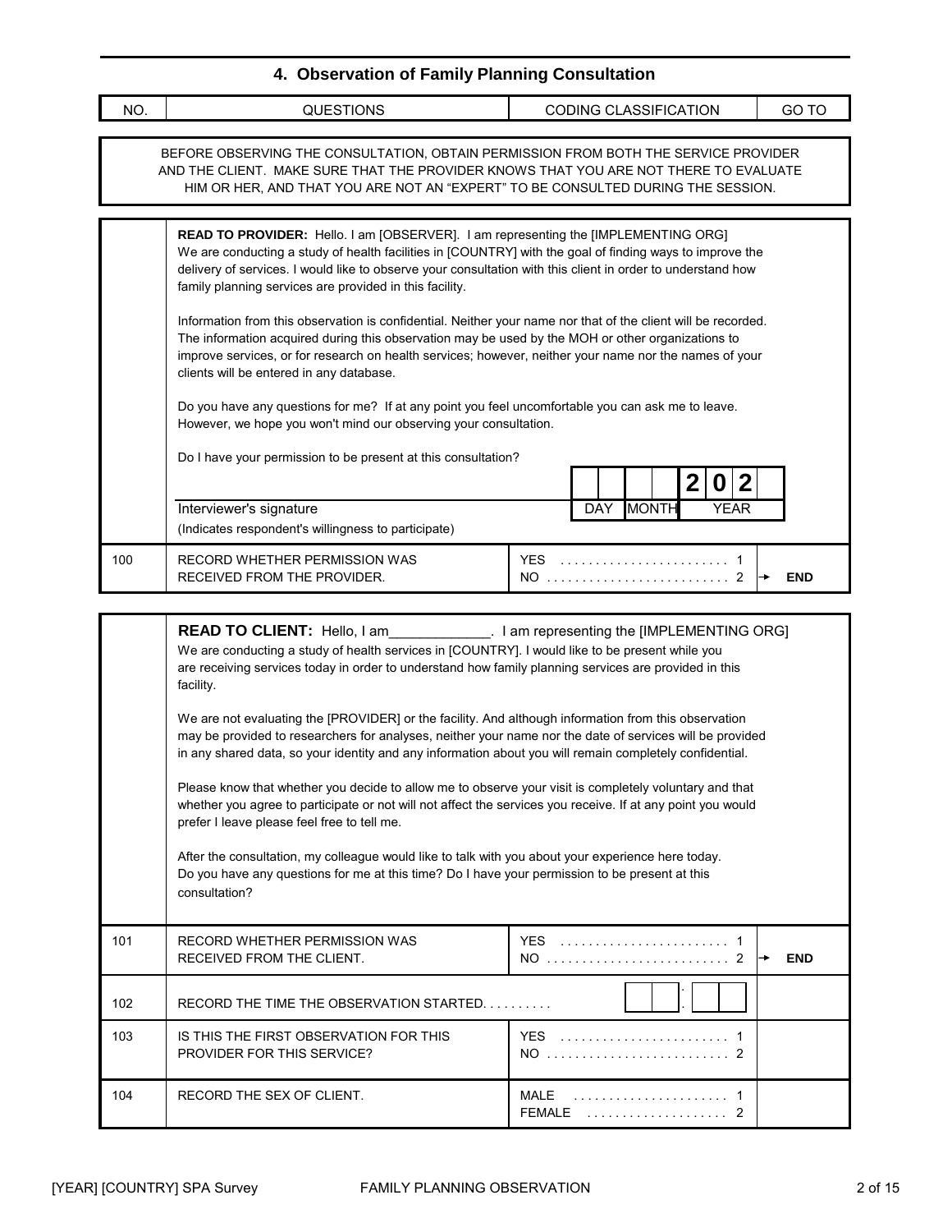## 4. Observation of Family Planning Consultation

| NO. | QUESTIONS | CODING CLASSIFICATION | GO TO |
|---|---|---|---|

BEFORE OBSERVING THE CONSULTATION, OBTAIN PERMISSION FROM BOTH THE SERVICE PROVIDER AND THE CLIENT. MAKE SURE THAT THE PROVIDER KNOWS THAT YOU ARE NOT THERE TO EVALUATE HIM OR HER, AND THAT YOU ARE NOT AN "EXPERT" TO BE CONSULTED DURING THE SESSION.

**READ TO PROVIDER:** Hello. I am [OBSERVER]. I am representing the [IMPLEMENTING ORG] We are conducting a study of health facilities in [COUNTRY] with the goal of finding ways to improve the delivery of services. I would like to observe your consultation with this client in order to understand how family planning services are provided in this facility.

Information from this observation is confidential. Neither your name nor that of the client will be recorded. The information acquired during this observation may be used by the MOH or other organizations to improve services, or for research on health services; however, neither your name nor the names of your clients will be entered in any database.

Do you have any questions for me? If at any point you feel uncomfortable you can ask me to leave. However, we hope you won't mind our observing your consultation.

Do I have your permission to be present at this consultation?

Interviewer's signature ________________

(Indicates respondent's willingness to participate)

| DAY | | MONTH | | YEAR | | | |
|---|---|---|---|---|---|---|---|
| | | | | 2 | 0 | 2 | |

| NO. | QUESTIONS | CODING CLASSIFICATION | GO TO |
|---|---|---|---|
| 100 | RECORD WHETHER PERMISSION WAS RECEIVED FROM THE PROVIDER. | YES . . . . . . . . . . 1<br>NO . . . . . . . . . . 2 | <br>→ **END** |

**READ TO CLIENT:** Hello, I am_____________. I am representing the [IMPLEMENTING ORG] We are conducting a study of health services in [COUNTRY]. I would like to be present while you are receiving services today in order to understand how family planning services are provided in this facility.

We are not evaluating the [PROVIDER] or the facility. And although information from this observation may be provided to researchers for analyses, neither your name nor the date of services will be provided in any shared data, so your identity and any information about you will remain completely confidential.

Please know that whether you decide to allow me to observe your visit is completely voluntary and that whether you agree to participate or not will not affect the services you receive. If at any point you would prefer I leave please feel free to tell me.

After the consultation, my colleague would like to talk with you about your experience here today. Do you have any questions for me at this time? Do I have your permission to be present at this consultation?

| NO. | QUESTIONS | CODING CLASSIFICATION | GO TO |
|---|---|---|---|
| 101 | RECORD WHETHER PERMISSION WAS RECEIVED FROM THE CLIENT. | YES . . . . . . . . . . 1<br>NO . . . . . . . . . . 2 | <br>→ **END** |
| 102 | RECORD THE TIME THE OBSERVATION STARTED. . . . . . . . . . | [ ][ ] : [ ][ ] | |
| 103 | IS THIS THE FIRST OBSERVATION FOR THIS PROVIDER FOR THIS SERVICE? | YES . . . . . . . . . . 1<br>NO . . . . . . . . . . 2 | |
| 104 | RECORD THE SEX OF CLIENT. | MALE . . . . . . . . . . 1<br>FEMALE . . . . . . . . . . 2 | |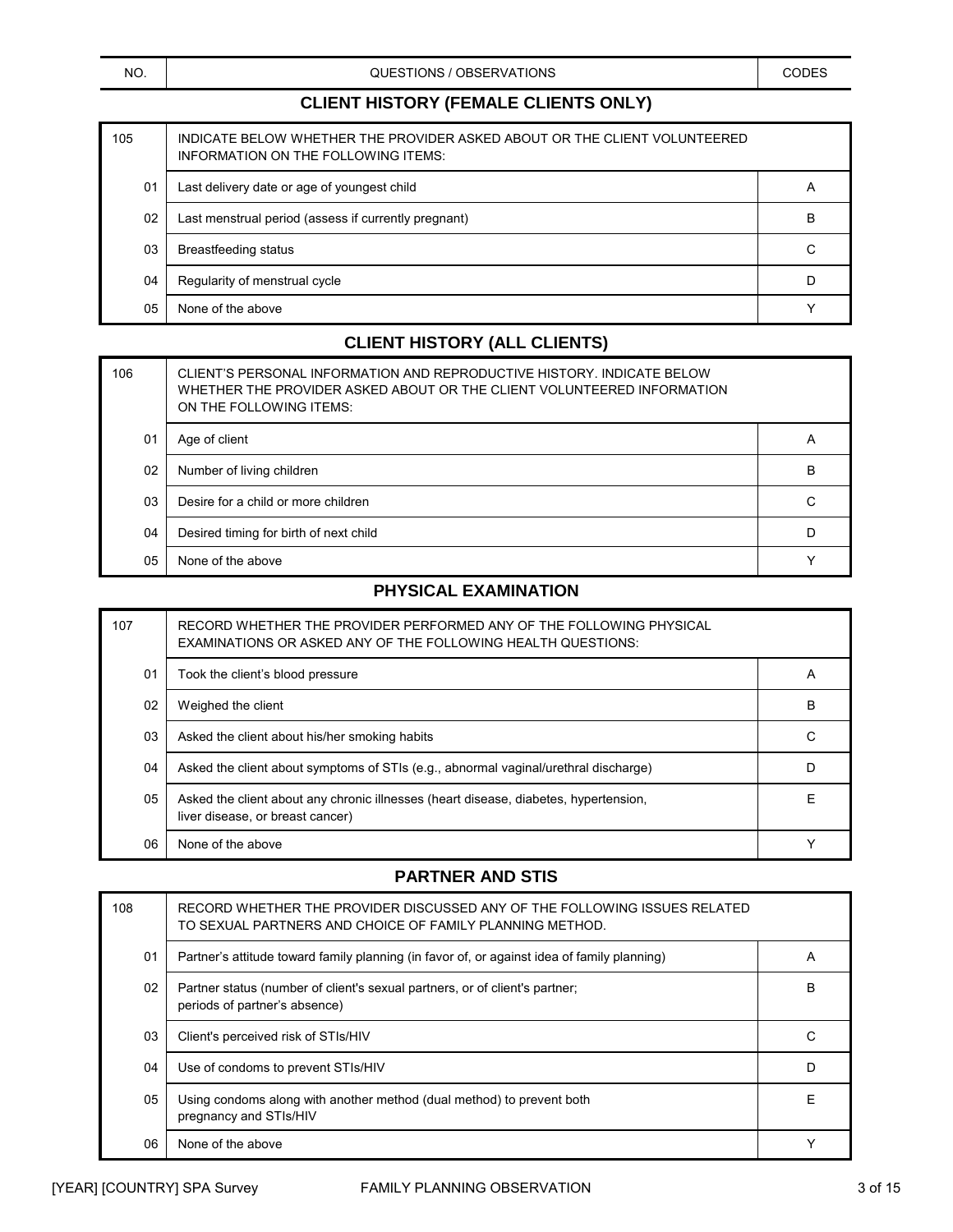| NO. | QUESTIONS / OBSERVATIONS | CODES |
|---|---|---|

## CLIENT HISTORY (FEMALE CLIENTS ONLY)

| NO. | QUESTIONS / OBSERVATIONS | CODES |
|---|---|---|
| 105 | INDICATE BELOW WHETHER THE PROVIDER ASKED ABOUT OR THE CLIENT VOLUNTEERED INFORMATION ON THE FOLLOWING ITEMS: | |
| 01 | Last delivery date or age of youngest child | A |
| 02 | Last menstrual period (assess if currently pregnant) | B |
| 03 | Breastfeeding status | C |
| 04 | Regularity of menstrual cycle | D |
| 05 | None of the above | Y |

## CLIENT HISTORY (ALL CLIENTS)

| NO. | QUESTIONS / OBSERVATIONS | CODES |
|---|---|---|
| 106 | CLIENT'S PERSONAL INFORMATION AND REPRODUCTIVE HISTORY. INDICATE BELOW WHETHER THE PROVIDER ASKED ABOUT OR THE CLIENT VOLUNTEERED INFORMATION ON THE FOLLOWING ITEMS: | |
| 01 | Age of client | A |
| 02 | Number of living children | B |
| 03 | Desire for a child or more children | C |
| 04 | Desired timing for birth of next child | D |
| 05 | None of the above | Y |

## PHYSICAL EXAMINATION

| NO. | QUESTIONS / OBSERVATIONS | CODES |
|---|---|---|
| 107 | RECORD WHETHER THE PROVIDER PERFORMED ANY OF THE FOLLOWING PHYSICAL EXAMINATIONS OR ASKED ANY OF THE FOLLOWING HEALTH QUESTIONS: | |
| 01 | Took the client's blood pressure | A |
| 02 | Weighed the client | B |
| 03 | Asked the client about his/her smoking habits | C |
| 04 | Asked the client about symptoms of STIs (e.g., abnormal vaginal/urethral discharge) | D |
| 05 | Asked the client about any chronic illnesses (heart disease, diabetes, hypertension, liver disease, or breast cancer) | E |
| 06 | None of the above | Y |

## PARTNER AND STIS

| NO. | QUESTIONS / OBSERVATIONS | CODES |
|---|---|---|
| 108 | RECORD WHETHER THE PROVIDER DISCUSSED ANY OF THE FOLLOWING ISSUES RELATED TO SEXUAL PARTNERS AND CHOICE OF FAMILY PLANNING METHOD. | |
| 01 | Partner's attitude toward family planning (in favor of, or against idea of family planning) | A |
| 02 | Partner status (number of client's sexual partners, or of client's partner; periods of partner's absence) | B |
| 03 | Client's perceived risk of STIs/HIV | C |
| 04 | Use of condoms to prevent STIs/HIV | D |
| 05 | Using condoms along with another method (dual method) to prevent both pregnancy and STIs/HIV | E |
| 06 | None of the above | Y |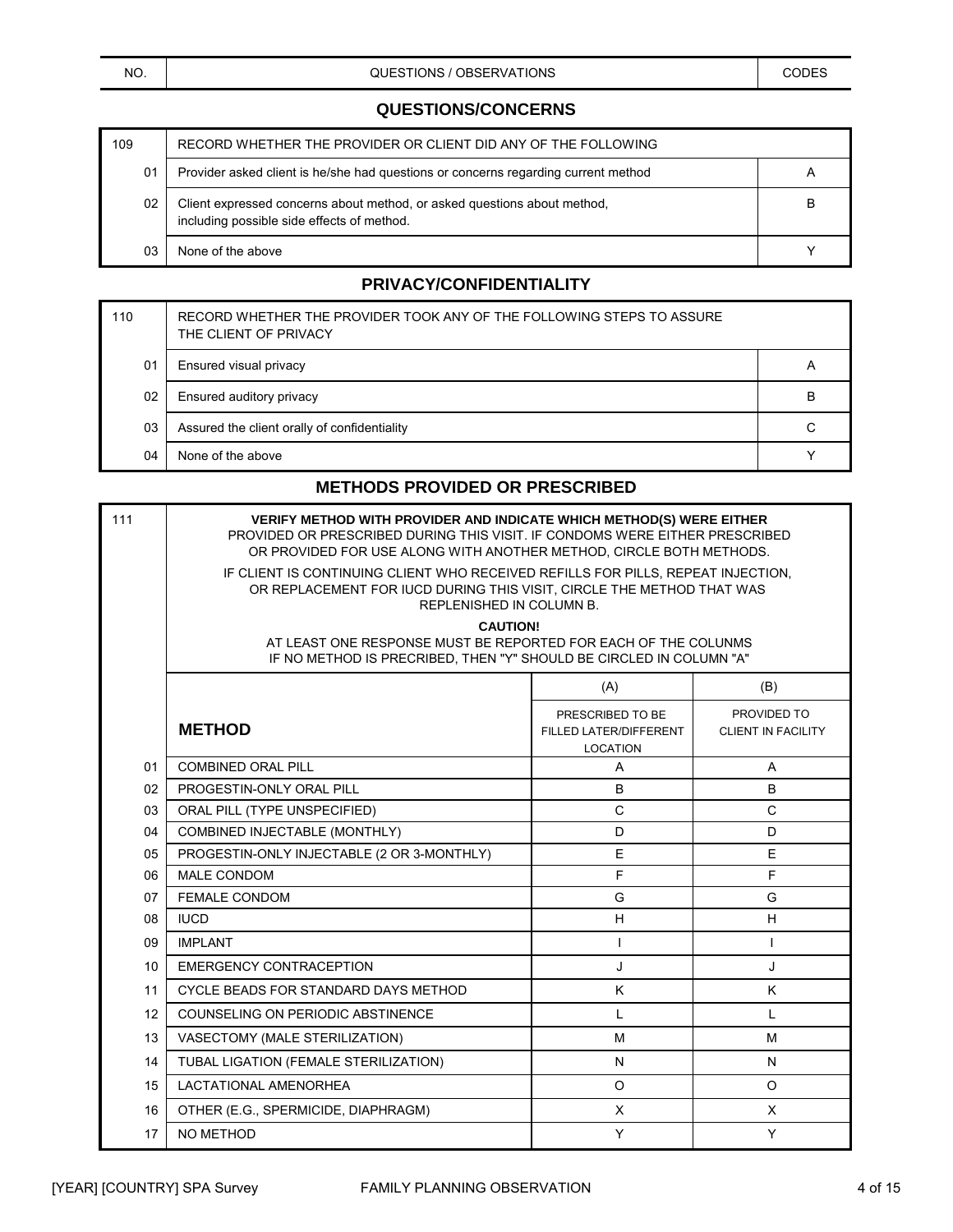| NO. | QUESTIONS / OBSERVATIONS | CODES |
|---|---|---|

## QUESTIONS/CONCERNS

| 109 | RECORD WHETHER THE PROVIDER OR CLIENT DID ANY OF THE FOLLOWING | |
|---|---|---|
| 01 | Provider asked client is he/she had questions or concerns regarding current method | A |
| 02 | Client expressed concerns about method, or asked questions about method, including possible side effects of method. | B |
| 03 | None of the above | Y |

## PRIVACY/CONFIDENTIALITY

| 110 | RECORD WHETHER THE PROVIDER TOOK ANY OF THE FOLLOWING STEPS TO ASSURE THE CLIENT OF PRIVACY | |
|---|---|---|
| 01 | Ensured visual privacy | A |
| 02 | Ensured auditory privacy | B |
| 03 | Assured the client orally of confidentiality | C |
| 04 | None of the above | Y |

## METHODS PROVIDED OR PRESCRIBED

111

**VERIFY METHOD WITH PROVIDER AND INDICATE WHICH METHOD(S) WERE EITHER** PROVIDED OR PRESCRIBED DURING THIS VISIT. IF CONDOMS WERE EITHER PRESCRIBED OR PROVIDED FOR USE ALONG WITH ANOTHER METHOD, CIRCLE BOTH METHODS.

IF CLIENT IS CONTINUING CLIENT WHO RECEIVED REFILLS FOR PILLS, REPEAT INJECTION, OR REPLACEMENT FOR IUCD DURING THIS VISIT, CIRCLE THE METHOD THAT WAS REPLENISHED IN COLUMN B.

**CAUTION!**
AT LEAST ONE RESPONSE MUST BE REPORTED FOR EACH OF THE COLUNMS
IF NO METHOD IS PRECRIBED, THEN "Y" SHOULD BE CIRCLED IN COLUMN "A"

| | **METHOD** | (A) PRESCRIBED TO BE FILLED LATER/DIFFERENT LOCATION | (B) PROVIDED TO CLIENT IN FACILITY |
|---|---|---|---|
| 01 | COMBINED ORAL PILL | A | A |
| 02 | PROGESTIN-ONLY ORAL PILL | B | B |
| 03 | ORAL PILL (TYPE UNSPECIFIED) | C | C |
| 04 | COMBINED INJECTABLE (MONTHLY) | D | D |
| 05 | PROGESTIN-ONLY INJECTABLE (2 OR 3-MONTHLY) | E | E |
| 06 | MALE CONDOM | F | F |
| 07 | FEMALE CONDOM | G | G |
| 08 | IUCD | H | H |
| 09 | IMPLANT | I | I |
| 10 | EMERGENCY CONTRACEPTION | J | J |
| 11 | CYCLE BEADS FOR STANDARD DAYS METHOD | K | K |
| 12 | COUNSELING ON PERIODIC ABSTINENCE | L | L |
| 13 | VASECTOMY (MALE STERILIZATION) | M | M |
| 14 | TUBAL LIGATION (FEMALE STERILIZATION) | N | N |
| 15 | LACTATIONAL AMENORHEA | O | O |
| 16 | OTHER (E.G., SPERMICIDE, DIAPHRAGM) | X | X |
| 17 | NO METHOD | Y | Y |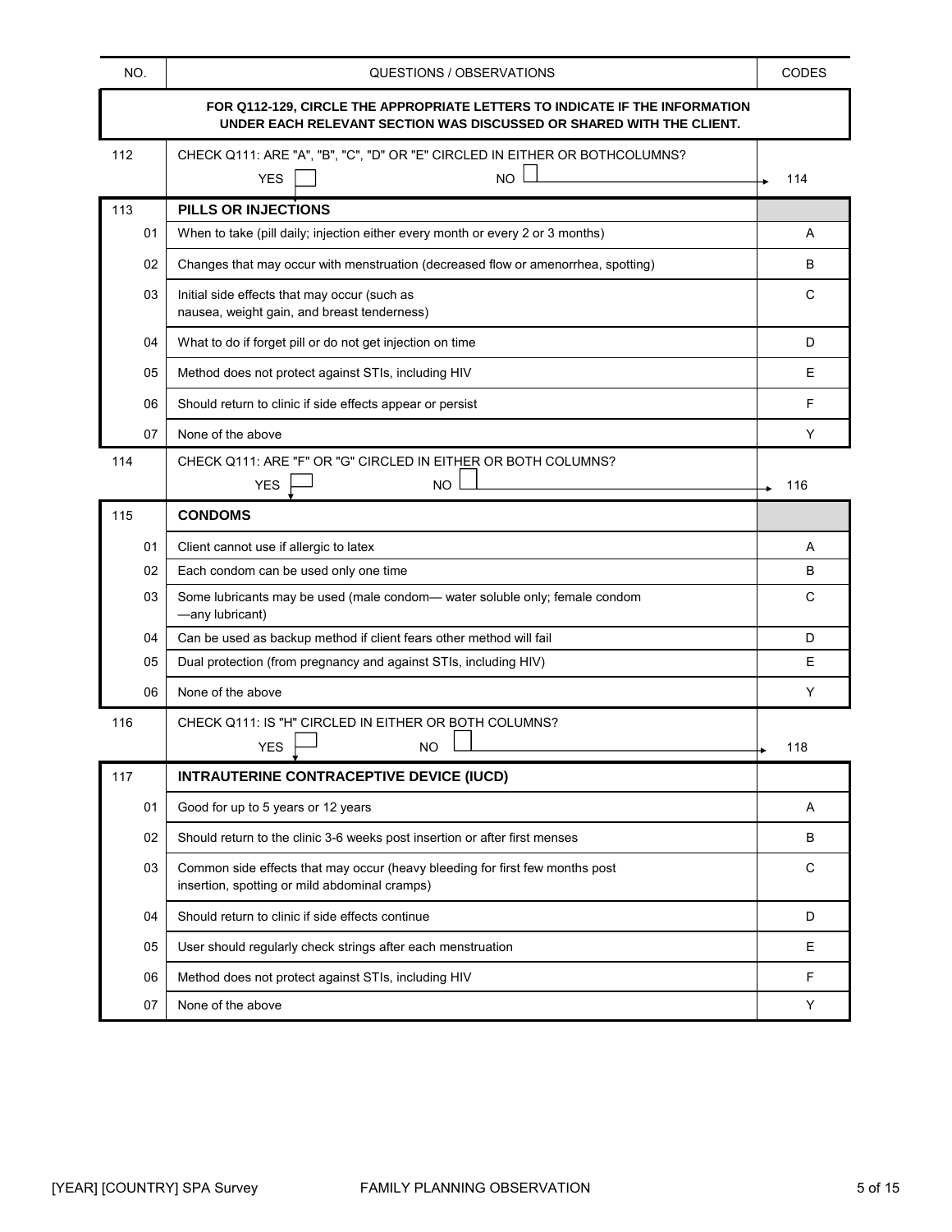| NO. | QUESTIONS / OBSERVATIONS | CODES |
|---|---|---|
| | **FOR Q112-129, CIRCLE THE APPROPRIATE LETTERS TO INDICATE IF THE INFORMATION UNDER EACH RELEVANT SECTION WAS DISCUSSED OR SHARED WITH THE CLIENT.** | |
| 112 | CHECK Q111: ARE "A", "B", "C", "D" OR "E" CIRCLED IN EITHER OR BOTHCOLUMNS?<br>YES ☐ NO ☐ | → 114 |
| 113 | **PILLS OR INJECTIONS** | |
| 01 | When to take (pill daily; injection either every month or every 2 or 3 months) | A |
| 02 | Changes that may occur with menstruation (decreased flow or amenorrhea, spotting) | B |
| 03 | Initial side effects that may occur (such as nausea, weight gain, and breast tenderness) | C |
| 04 | What to do if forget pill or do not get injection on time | D |
| 05 | Method does not protect against STIs, including HIV | E |
| 06 | Should return to clinic if side effects appear or persist | F |
| 07 | None of the above | Y |
| 114 | CHECK Q111: ARE "F" OR "G" CIRCLED IN EITHER OR BOTH COLUMNS?<br>YES ☐ NO ☐ | → 116 |
| 115 | **CONDOMS** | |
| 01 | Client cannot use if allergic to latex | A |
| 02 | Each condom can be used only one time | B |
| 03 | Some lubricants may be used (male condom— water soluble only; female condom —any lubricant) | C |
| 04 | Can be used as backup method if client fears other method will fail | D |
| 05 | Dual protection (from pregnancy and against STIs, including HIV) | E |
| 06 | None of the above | Y |
| 116 | CHECK Q111: IS "H" CIRCLED IN EITHER OR BOTH COLUMNS?<br>YES ☐ NO ☐ | → 118 |
| 117 | **INTRAUTERINE CONTRACEPTIVE DEVICE (IUCD)** | |
| 01 | Good for up to 5 years or 12 years | A |
| 02 | Should return to the clinic 3-6 weeks post insertion or after first menses | B |
| 03 | Common side effects that may occur (heavy bleeding for first few months post insertion, spotting or mild abdominal cramps) | C |
| 04 | Should return to clinic if side effects continue | D |
| 05 | User should regularly check strings after each menstruation | E |
| 06 | Method does not protect against STIs, including HIV | F |
| 07 | None of the above | Y |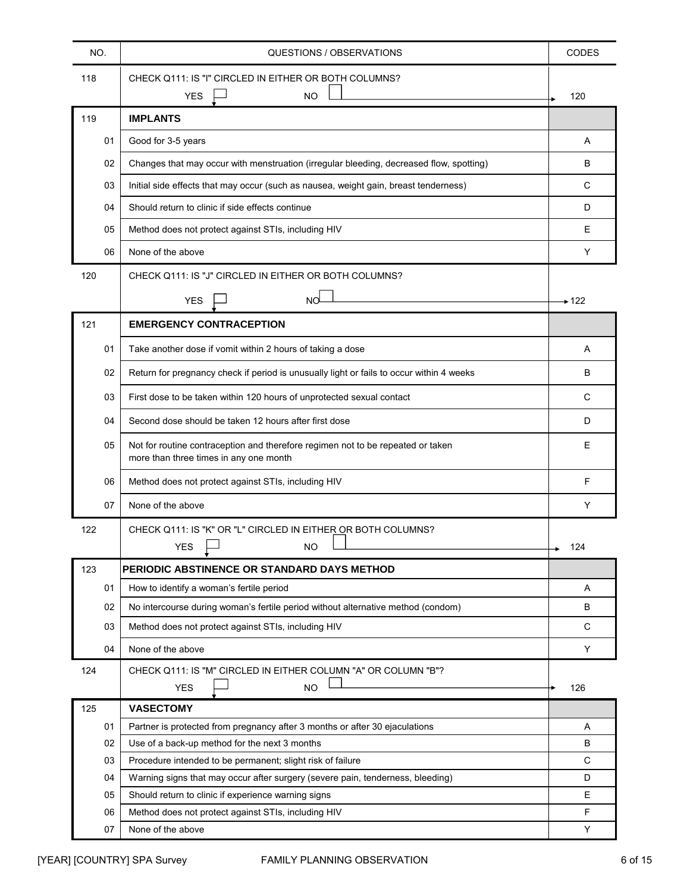| NO. | QUESTIONS / OBSERVATIONS | CODES |
|---|---|---|
| 118 | CHECK Q111: IS "I" CIRCLED IN EITHER OR BOTH COLUMNS?<br>YES ☐ NO ☐ → | 120 |
| 119 | **IMPLANTS** | |
| 01 | Good for 3-5 years | A |
| 02 | Changes that may occur with menstruation (irregular bleeding, decreased flow, spotting) | B |
| 03 | Initial side effects that may occur (such as nausea, weight gain, breast tenderness) | C |
| 04 | Should return to clinic if side effects continue | D |
| 05 | Method does not protect against STIs, including HIV | E |
| 06 | None of the above | Y |
| 120 | CHECK Q111: IS "J" CIRCLED IN EITHER OR BOTH COLUMNS?<br>YES ☐ NO ☐ → | 122 |
| 121 | **EMERGENCY CONTRACEPTION** | |
| 01 | Take another dose if vomit within 2 hours of taking a dose | A |
| 02 | Return for pregnancy check if period is unusually light or fails to occur within 4 weeks | B |
| 03 | First dose to be taken within 120 hours of unprotected sexual contact | C |
| 04 | Second dose should be taken 12 hours after first dose | D |
| 05 | Not for routine contraception and therefore regimen not to be repeated or taken more than three times in any one month | E |
| 06 | Method does not protect against STIs, including HIV | F |
| 07 | None of the above | Y |
| 122 | CHECK Q111: IS "K" OR "L" CIRCLED IN EITHER OR BOTH COLUMNS?<br>YES ☐ NO ☐ → | 124 |
| 123 | **PERIODIC ABSTINENCE OR STANDARD DAYS METHOD** | |
| 01 | How to identify a woman's fertile period | A |
| 02 | No intercourse during woman's fertile period without alternative method (condom) | B |
| 03 | Method does not protect against STIs, including HIV | C |
| 04 | None of the above | Y |
| 124 | CHECK Q111: IS "M" CIRCLED IN EITHER COLUMN "A" OR COLUMN "B"?<br>YES ☐ NO ☐ → | 126 |
| 125 | **VASECTOMY** | |
| 01 | Partner is protected from pregnancy after 3 months or after 30 ejaculations | A |
| 02 | Use of a back-up method for the next 3 months | B |
| 03 | Procedure intended to be permanent; slight risk of failure | C |
| 04 | Warning signs that may occur after surgery (severe pain, tenderness, bleeding) | D |
| 05 | Should return to clinic if experience warning signs | E |
| 06 | Method does not protect against STIs, including HIV | F |
| 07 | None of the above | Y |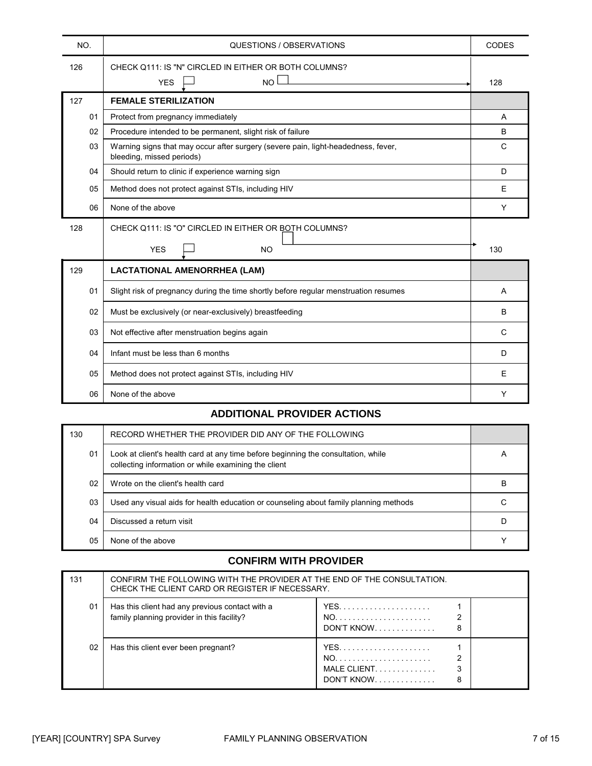| NO. | QUESTIONS / OBSERVATIONS | CODES |
|---|---|---|
| 126 | CHECK Q111: IS "N" CIRCLED IN EITHER OR BOTH COLUMNS?<br>YES ☐ NO ☐ → | 128 |
| 127 | **FEMALE STERILIZATION** | |
| 01 | Protect from pregnancy immediately | A |
| 02 | Procedure intended to be permanent, slight risk of failure | B |
| 03 | Warning signs that may occur after surgery (severe pain, light-headedness, fever, bleeding, missed periods) | C |
| 04 | Should return to clinic if experience warning sign | D |
| 05 | Method does not protect against STIs, including HIV | E |
| 06 | None of the above | Y |
| 128 | CHECK Q111: IS "O" CIRCLED IN EITHER OR BOTH COLUMNS?<br>YES ☐ NO ☐ → | 130 |
| 129 | **LACTATIONAL AMENORRHEA (LAM)** | |
| 01 | Slight risk of pregnancy during the time shortly before regular menstruation resumes | A |
| 02 | Must be exclusively (or near-exclusively) breastfeeding | B |
| 03 | Not effective after menstruation begins again | C |
| 04 | Infant must be less than 6 months | D |
| 05 | Method does not protect against STIs, including HIV | E |
| 06 | None of the above | Y |

## ADDITIONAL PROVIDER ACTIONS

| NO. | QUESTIONS / OBSERVATIONS | CODES |
|---|---|---|
| 130 | RECORD WHETHER THE PROVIDER DID ANY OF THE FOLLOWING | |
| 01 | Look at client's health card at any time before beginning the consultation, while collecting information or while examining the client | A |
| 02 | Wrote on the client's health card | B |
| 03 | Used any visual aids for health education or counseling about family planning methods | C |
| 04 | Discussed a return visit | D |
| 05 | None of the above | Y |

## CONFIRM WITH PROVIDER

| NO. | QUESTIONS / OBSERVATIONS | CODES | |
|---|---|---|---|
| 131 | CONFIRM THE FOLLOWING WITH THE PROVIDER AT THE END OF THE CONSULTATION. CHECK THE CLIENT CARD OR REGISTER IF NECESSARY. | | |
| 01 | Has this client had any previous contact with a family planning provider in this facility? | YES. . . . . . . . . . . . . . . . . . . . 1<br>NO. . . . . . . . . . . . . . . . . . . . . 2<br>DON'T KNOW. . . . . . . . . . . . . 8 | |
| 02 | Has this client ever been pregnant? | YES. . . . . . . . . . . . . . . . . . . . 1<br>NO. . . . . . . . . . . . . . . . . . . . . 2<br>MALE CLIENT. . . . . . . . . . . . . 3<br>DON'T KNOW. . . . . . . . . . . . . 8 | |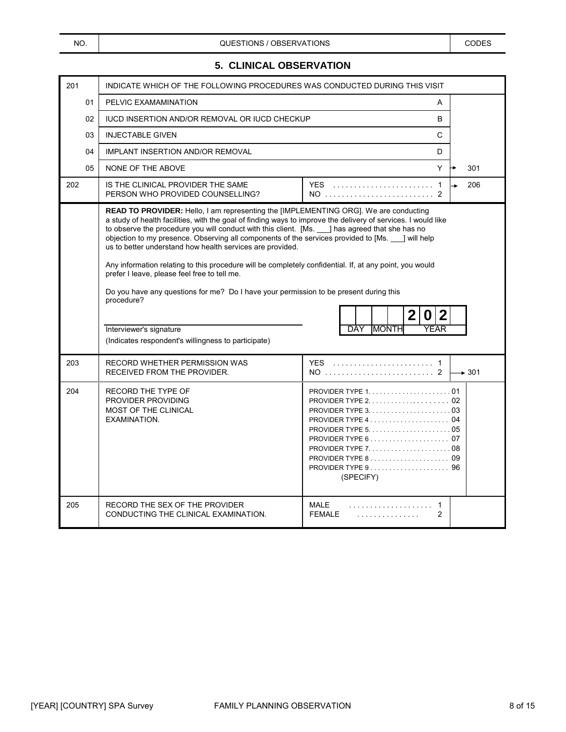| NO. | QUESTIONS / OBSERVATIONS | CODES | |
|---|---|---|---|

## 5. CLINICAL OBSERVATION

| NO. | QUESTIONS / OBSERVATIONS | CODES | SKIP |
|---|---|---|---|
| 201 | INDICATE WHICH OF THE FOLLOWING PROCEDURES WAS CONDUCTED DURING THIS VISIT | | |
| 01 | PELVIC EXAMINATION | A | |
| 02 | IUCD INSERTION AND/OR REMOVAL OR IUCD CHECKUP | B | |
| 03 | INJECTABLE GIVEN | C | |
| 04 | IMPLANT INSERTION AND/OR REMOVAL | D | |
| 05 | NONE OF THE ABOVE | Y | → 301 |
| 202 | IS THE CLINICAL PROVIDER THE SAME PERSON WHO PROVIDED COUNSELLING? | YES . . . . . . . . . . . . . . . . . . . . . . . . 1<br>NO . . . . . . . . . . . . . . . . . . . . . . . . . . 2 | 1 → 206 |

**READ TO PROVIDER:** Hello, I am representing the [IMPLEMENTING ORG]. We are conducting a study of health facilities, with the goal of finding ways to improve the delivery of services. I would like to observe the procedure you will conduct with this client. [Ms. ___] has agreed that she has no objection to my presence. Observing all components of the services provided to [Ms. ___] will help us to better understand how health services are provided.

Any information relating to this procedure will be completely confidential. If, at any point, you would prefer I leave, please feel free to tell me.

Do you have any questions for me? Do I have your permission to be present during this procedure?

_______________________________
Interviewer's signature
(Indicates respondent's willingness to participate)

| DAY | | MONTH | | YEAR | | | |
|---|---|---|---|---|---|---|---|
| | | | | 2 | 0 | 2 | |

| NO. | QUESTIONS / OBSERVATIONS | CODES | SKIP |
|---|---|---|---|
| 203 | RECORD WHETHER PERMISSION WAS RECEIVED FROM THE PROVIDER. | YES . . . . . . . . . . . . . . . . . . . . . . . . 1<br>NO . . . . . . . . . . . . . . . . . . . . . . . . . . 2 | 2 → 301 |
| 204 | RECORD THE TYPE OF PROVIDER PROVIDING MOST OF THE CLINICAL EXAMINATION. | PROVIDER TYPE 1. . . . . . . . . . . . . . . . . . . . . 01<br>PROVIDER TYPE 2. . . . . . . . . . . . . . . . . . . . 02<br>PROVIDER TYPE 3. . . . . . . . . . . . . . . . . . . . . 03<br>PROVIDER TYPE 4 . . . . . . . . . . . . . . . . . . . . 04<br>PROVIDER TYPE 5. . . . . . . . . . . . . . . . . . . . . 05<br>PROVIDER TYPE 6 . . . . . . . . . . . . . . . . . . . . 07<br>PROVIDER TYPE 7. . . . . . . . . . . . . . . . . . . . . 08<br>PROVIDER TYPE 8 . . . . . . . . . . . . . . . . . . . . 09<br>PROVIDER TYPE 9 . . . . . . . . . . . . . . . . . . . . 96<br>(SPECIFY) | |
| 205 | RECORD THE SEX OF THE PROVIDER CONDUCTING THE CLINICAL EXAMINATION. | MALE . . . . . . . . . . . . . . . . . . . . 1<br>FEMALE . . . . . . . . . . . . . . . 2 | |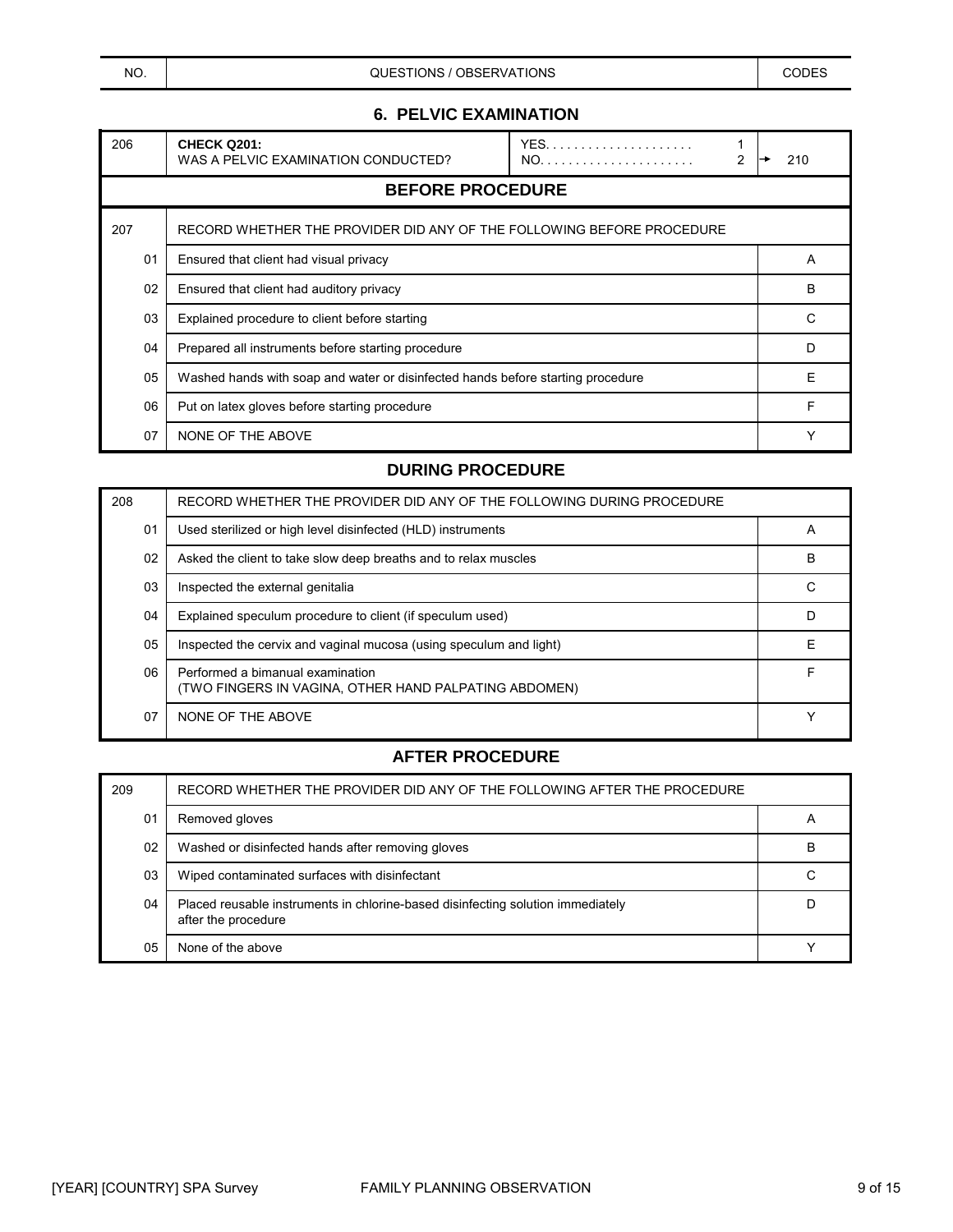| NO. | QUESTIONS / OBSERVATIONS | | CODES |
|---|---|---|---|

## 6. PELVIC EXAMINATION

| NO. | QUESTIONS / OBSERVATIONS | | CODES |
|---|---|---|---|
| 206 | **CHECK Q201:** WAS A PELVIC EXAMINATION CONDUCTED? | YES. . . . . . . . . . . . . . . . . . . . 1<br>NO. . . . . . . . . . . . . . . . . . . . . . 2 | <br>→ 210 |

### BEFORE PROCEDURE

| NO. | QUESTIONS / OBSERVATIONS | CODES |
|---|---|---|
| 207 | RECORD WHETHER THE PROVIDER DID ANY OF THE FOLLOWING BEFORE PROCEDURE | |
| 01 | Ensured that client had visual privacy | A |
| 02 | Ensured that client had auditory privacy | B |
| 03 | Explained procedure to client before starting | C |
| 04 | Prepared all instruments before starting procedure | D |
| 05 | Washed hands with soap and water or disinfected hands before starting procedure | E |
| 06 | Put on latex gloves before starting procedure | F |
| 07 | NONE OF THE ABOVE | Y |

### DURING PROCEDURE

| NO. | QUESTIONS / OBSERVATIONS | CODES |
|---|---|---|
| 208 | RECORD WHETHER THE PROVIDER DID ANY OF THE FOLLOWING DURING PROCEDURE | |
| 01 | Used sterilized or high level disinfected (HLD) instruments | A |
| 02 | Asked the client to take slow deep breaths and to relax muscles | B |
| 03 | Inspected the external genitalia | C |
| 04 | Explained speculum procedure to client (if speculum used) | D |
| 05 | Inspected the cervix and vaginal mucosa (using speculum and light) | E |
| 06 | Performed a bimanual examination (TWO FINGERS IN VAGINA, OTHER HAND PALPATING ABDOMEN) | F |
| 07 | NONE OF THE ABOVE | Y |

### AFTER PROCEDURE

| NO. | QUESTIONS / OBSERVATIONS | CODES |
|---|---|---|
| 209 | RECORD WHETHER THE PROVIDER DID ANY OF THE FOLLOWING AFTER THE PROCEDURE | |
| 01 | Removed gloves | A |
| 02 | Washed or disinfected hands after removing gloves | B |
| 03 | Wiped contaminated surfaces with disinfectant | C |
| 04 | Placed reusable instruments in chlorine-based disinfecting solution immediately after the procedure | D |
| 05 | None of the above | Y |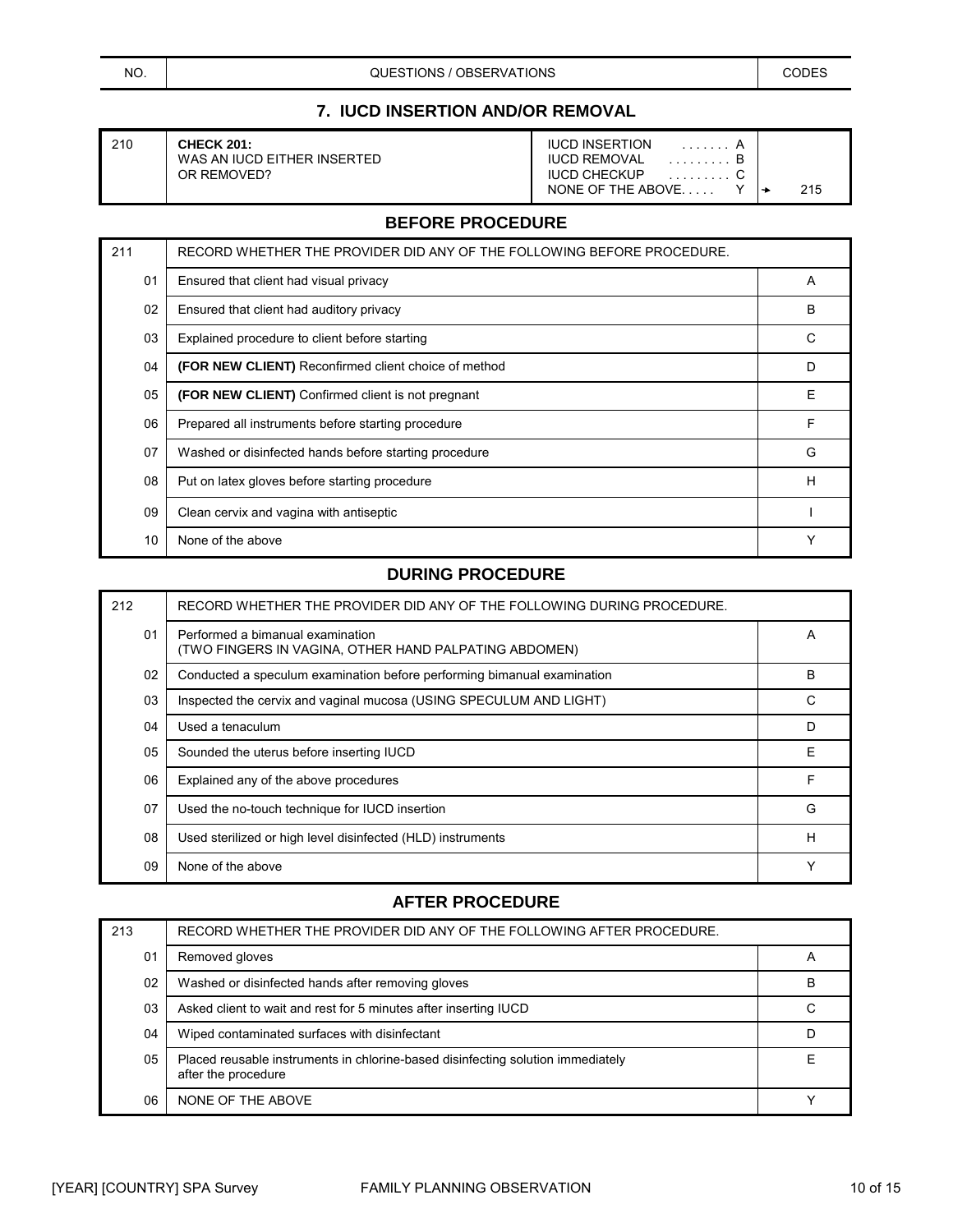| NO. | QUESTIONS / OBSERVATIONS | CODES | |
|---|---|---|---|

## 7. IUCD INSERTION AND/OR REMOVAL

| | | | |
|---|---|---|---|
| 210 | **CHECK 201:** WAS AN IUCD EITHER INSERTED OR REMOVED? | IUCD INSERTION . . . . . . . A<br>IUCD REMOVAL . . . . . . . . . B<br>IUCD CHECKUP . . . . . . . . . C<br>NONE OF THE ABOVE. . . . . Y | → 215 |

### BEFORE PROCEDURE

| 211 | RECORD WHETHER THE PROVIDER DID ANY OF THE FOLLOWING BEFORE PROCEDURE. | |
|---|---|---|
| 01 | Ensured that client had visual privacy | A |
| 02 | Ensured that client had auditory privacy | B |
| 03 | Explained procedure to client before starting | C |
| 04 | **(FOR NEW CLIENT)** Reconfirmed client choice of method | D |
| 05 | **(FOR NEW CLIENT)** Confirmed client is not pregnant | E |
| 06 | Prepared all instruments before starting procedure | F |
| 07 | Washed or disinfected hands before starting procedure | G |
| 08 | Put on latex gloves before starting procedure | H |
| 09 | Clean cervix and vagina with antiseptic | I |
| 10 | None of the above | Y |

### DURING PROCEDURE

| 212 | RECORD WHETHER THE PROVIDER DID ANY OF THE FOLLOWING DURING PROCEDURE. | |
|---|---|---|
| 01 | Performed a bimanual examination (TWO FINGERS IN VAGINA, OTHER HAND PALPATING ABDOMEN) | A |
| 02 | Conducted a speculum examination before performing bimanual examination | B |
| 03 | Inspected the cervix and vaginal mucosa (USING SPECULUM AND LIGHT) | C |
| 04 | Used a tenaculum | D |
| 05 | Sounded the uterus before inserting IUCD | E |
| 06 | Explained any of the above procedures | F |
| 07 | Used the no-touch technique for IUCD insertion | G |
| 08 | Used sterilized or high level disinfected (HLD) instruments | H |
| 09 | None of the above | Y |

### AFTER PROCEDURE

| 213 | RECORD WHETHER THE PROVIDER DID ANY OF THE FOLLOWING AFTER PROCEDURE. | |
|---|---|---|
| 01 | Removed gloves | A |
| 02 | Washed or disinfected hands after removing gloves | B |
| 03 | Asked client to wait and rest for 5 minutes after inserting IUCD | C |
| 04 | Wiped contaminated surfaces with disinfectant | D |
| 05 | Placed reusable instruments in chlorine-based disinfecting solution immediately after the procedure | E |
| 06 | NONE OF THE ABOVE | Y |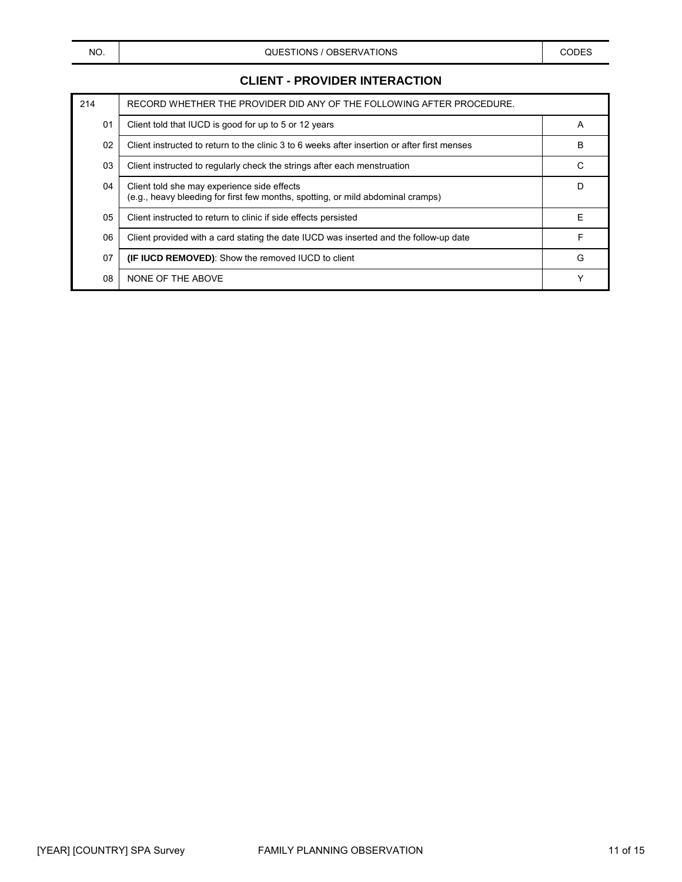| NO. | QUESTIONS / OBSERVATIONS | CODES |
|---|---|---|

## CLIENT - PROVIDER INTERACTION

| 214 | RECORD WHETHER THE PROVIDER DID ANY OF THE FOLLOWING AFTER PROCEDURE. | |
|---|---|---|
| 01 | Client told that IUCD is good for up to 5 or 12 years | A |
| 02 | Client instructed to return to the clinic 3 to 6 weeks after insertion or after first menses | B |
| 03 | Client instructed to regularly check the strings after each menstruation | C |
| 04 | Client told she may experience side effects (e.g., heavy bleeding for first few months, spotting, or mild abdominal cramps) | D |
| 05 | Client instructed to return to clinic if side effects persisted | E |
| 06 | Client provided with a card stating the date IUCD was inserted and the follow-up date | F |
| 07 | **(IF IUCD REMOVED)**: Show the removed IUCD to client | G |
| 08 | NONE OF THE ABOVE | Y |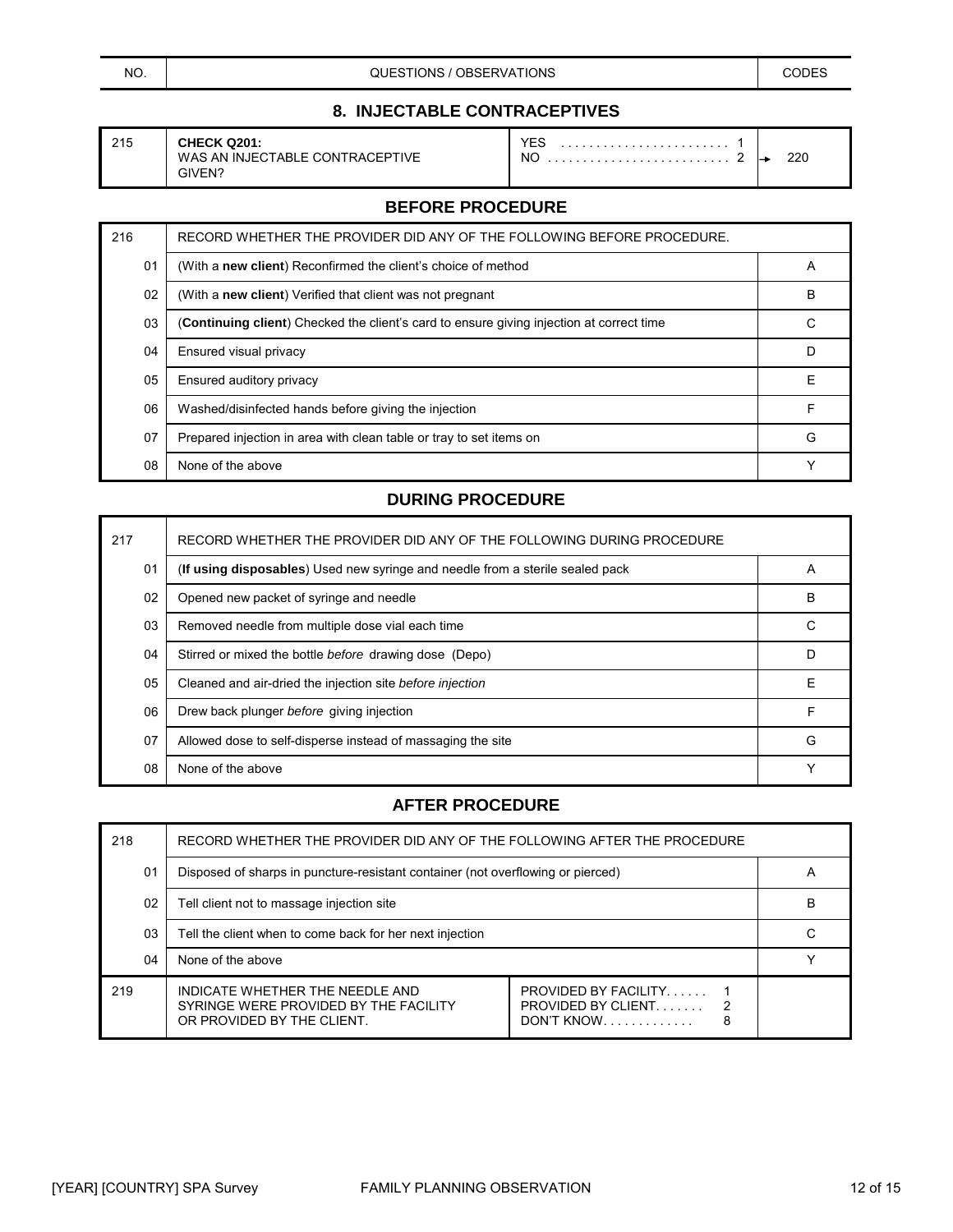| NO. | QUESTIONS / OBSERVATIONS | CODES | |
|---|---|---|---|

## 8. INJECTABLE CONTRACEPTIVES

| 215 | **CHECK Q201:** WAS AN INJECTABLE CONTRACEPTIVE GIVEN? | YES . . . . . . . . . . . . . . . . . . . . . . . . 1<br>NO . . . . . . . . . . . . . . . . . . . . . . . . . . 2 | → 220 |
|---|---|---|---|

### BEFORE PROCEDURE

| 216 | RECORD WHETHER THE PROVIDER DID ANY OF THE FOLLOWING BEFORE PROCEDURE. | |
|---|---|---|
| 01 | (With a **new client**) Reconfirmed the client's choice of method | A |
| 02 | (With a **new client**) Verified that client was not pregnant | B |
| 03 | (**Continuing client**) Checked the client's card to ensure giving injection at correct time | C |
| 04 | Ensured visual privacy | D |
| 05 | Ensured auditory privacy | E |
| 06 | Washed/disinfected hands before giving the injection | F |
| 07 | Prepared injection in area with clean table or tray to set items on | G |
| 08 | None of the above | Y |

### DURING PROCEDURE

| 217 | RECORD WHETHER THE PROVIDER DID ANY OF THE FOLLOWING DURING PROCEDURE | |
|---|---|---|
| 01 | (**If using disposables**) Used new syringe and needle from a sterile sealed pack | A |
| 02 | Opened new packet of syringe and needle | B |
| 03 | Removed needle from multiple dose vial each time | C |
| 04 | Stirred or mixed the bottle *before* drawing dose (Depo) | D |
| 05 | Cleaned and air-dried the injection site *before injection* | E |
| 06 | Drew back plunger *before* giving injection | F |
| 07 | Allowed dose to self-disperse instead of massaging the site | G |
| 08 | None of the above | Y |

### AFTER PROCEDURE

| 218 | RECORD WHETHER THE PROVIDER DID ANY OF THE FOLLOWING AFTER THE PROCEDURE | | |
|---|---|---|---|
| 01 | Disposed of sharps in puncture-resistant container (not overflowing or pierced) | | A |
| 02 | Tell client not to massage injection site | | B |
| 03 | Tell the client when to come back for her next injection | | C |
| 04 | None of the above | | Y |
| 219 | INDICATE WHETHER THE NEEDLE AND SYRINGE WERE PROVIDED BY THE FACILITY OR PROVIDED BY THE CLIENT. | PROVIDED BY FACILITY. . . . . . 1<br>PROVIDED BY CLIENT. . . . . . . 2<br>DON'T KNOW. . . . . . . . . . . . . 8 | |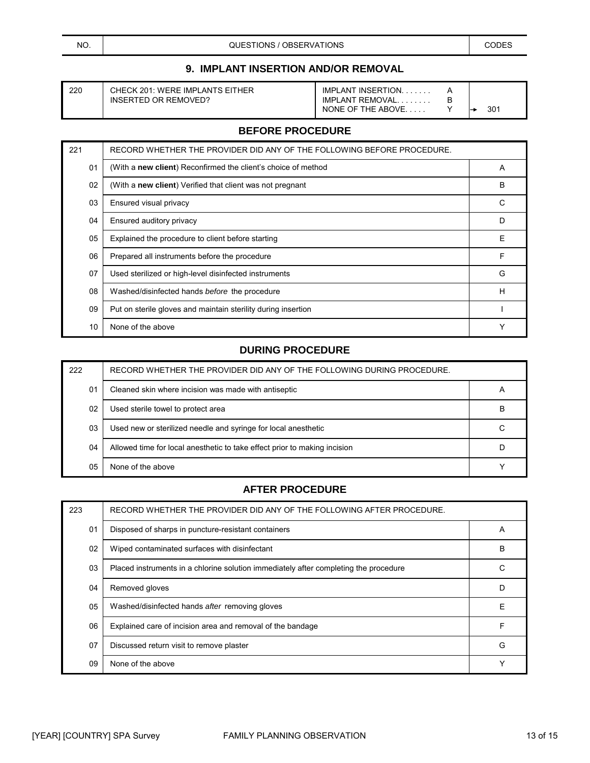| NO. | QUESTIONS / OBSERVATIONS | CODES |
|---|---|---|

## 9. IMPLANT INSERTION AND/OR REMOVAL

| 220 | CHECK 201: WERE IMPLANTS EITHER INSERTED OR REMOVED? | IMPLANT INSERTION. . . . . . . A<br>IMPLANT REMOVAL. . . . . . . . B<br>NONE OF THE ABOVE. . . . . Y | <br><br>→ 301 |
|---|---|---|---|

### BEFORE PROCEDURE

| 221 | RECORD WHETHER THE PROVIDER DID ANY OF THE FOLLOWING BEFORE PROCEDURE. | |
|---|---|---|
| 01 | (With a **new client**) Reconfirmed the client's choice of method | A |
| 02 | (With a **new client**) Verified that client was not pregnant | B |
| 03 | Ensured visual privacy | C |
| 04 | Ensured auditory privacy | D |
| 05 | Explained the procedure to client before starting | E |
| 06 | Prepared all instruments before the procedure | F |
| 07 | Used sterilized or high-level disinfected instruments | G |
| 08 | Washed/disinfected hands *before* the procedure | H |
| 09 | Put on sterile gloves and maintain sterility during insertion | I |
| 10 | None of the above | Y |

### DURING PROCEDURE

| 222 | RECORD WHETHER THE PROVIDER DID ANY OF THE FOLLOWING DURING PROCEDURE. | |
|---|---|---|
| 01 | Cleaned skin where incision was made with antiseptic | A |
| 02 | Used sterile towel to protect area | B |
| 03 | Used new or sterilized needle and syringe for local anesthetic | C |
| 04 | Allowed time for local anesthetic to take effect prior to making incision | D |
| 05 | None of the above | Y |

### AFTER PROCEDURE

| 223 | RECORD WHETHER THE PROVIDER DID ANY OF THE FOLLOWING AFTER PROCEDURE. | |
|---|---|---|
| 01 | Disposed of sharps in puncture-resistant containers | A |
| 02 | Wiped contaminated surfaces with disinfectant | B |
| 03 | Placed instruments in a chlorine solution immediately after completing the procedure | C |
| 04 | Removed gloves | D |
| 05 | Washed/disinfected hands *after* removing gloves | E |
| 06 | Explained care of incision area and removal of the bandage | F |
| 07 | Discussed return visit to remove plaster | G |
| 09 | None of the above | Y |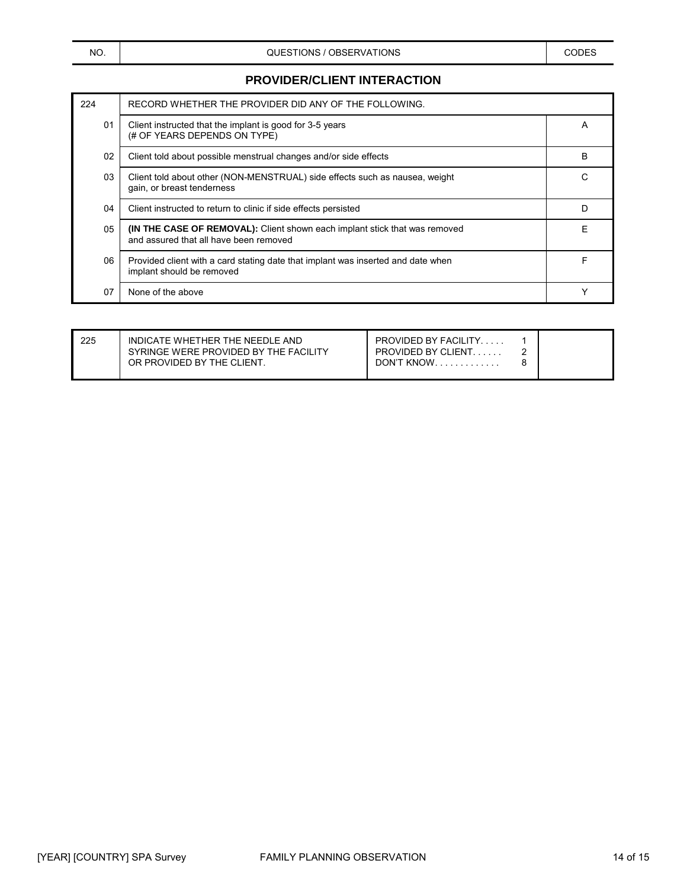| NO. | QUESTIONS / OBSERVATIONS | CODES |
|---|---|---|

## PROVIDER/CLIENT INTERACTION

| NO. | QUESTIONS / OBSERVATIONS | CODES |
|---|---|---|
| 224 | RECORD WHETHER THE PROVIDER DID ANY OF THE FOLLOWING. | |
| 01 | Client instructed that the implant is good for 3-5 years (# OF YEARS DEPENDS ON TYPE) | A |
| 02 | Client told about possible menstrual changes and/or side effects | B |
| 03 | Client told about other (NON-MENSTRUAL) side effects such as nausea, weight gain, or breast tenderness | C |
| 04 | Client instructed to return to clinic if side effects persisted | D |
| 05 | **(IN THE CASE OF REMOVAL):** Client shown each implant stick that was removed and assured that all have been removed | E |
| 06 | Provided client with a card stating date that implant was inserted and date when implant should be removed | F |
| 07 | None of the above | Y |

| NO. | QUESTIONS / OBSERVATIONS | CODES | |
|---|---|---|---|
| 225 | INDICATE WHETHER THE NEEDLE AND SYRINGE WERE PROVIDED BY THE FACILITY OR PROVIDED BY THE CLIENT. | PROVIDED BY FACILITY. . . . . 1<br>PROVIDED BY CLIENT. . . . . . 2<br>DON'T KNOW. . . . . . . . . . . . . 8 | |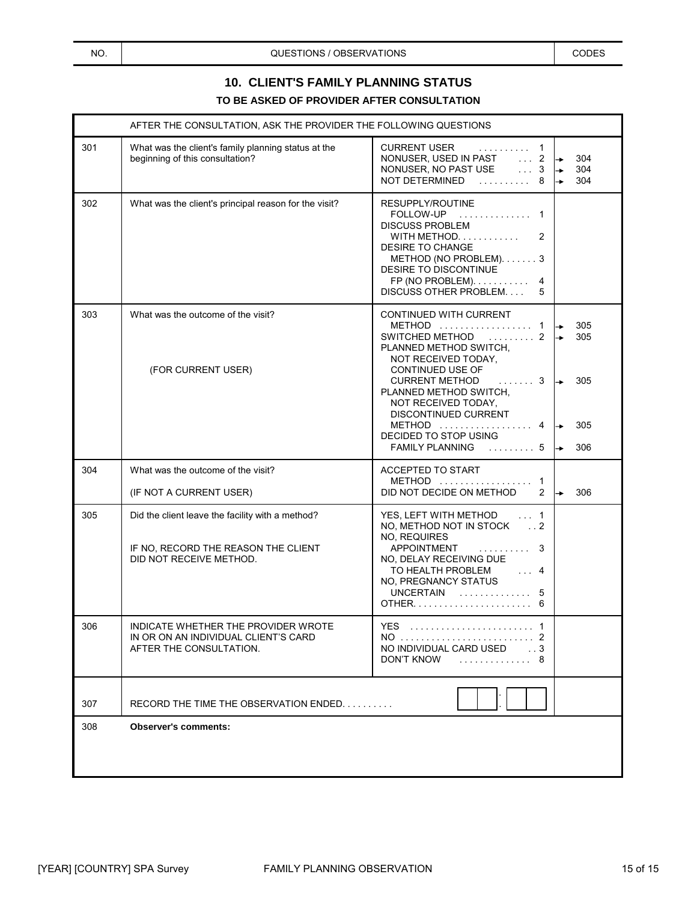| NO. | QUESTIONS / OBSERVATIONS | CODES | |
|---|---|---|---|

## 10. CLIENT'S FAMILY PLANNING STATUS

### TO BE ASKED OF PROVIDER AFTER CONSULTATION

| NO. | QUESTIONS / OBSERVATIONS | CODES | SKIP |
|---|---|---|---|
| | AFTER THE CONSULTATION, ASK THE PROVIDER THE FOLLOWING QUESTIONS | | |
| 301 | What was the client's family planning status at the beginning of this consultation? | CURRENT USER .......... 1<br>NONUSER, USED IN PAST ... 2<br>NONUSER, NO PAST USE ... 3<br>NOT DETERMINED .......... 8 | <br>→ 304<br>→ 304<br>→ 304 |
| 302 | What was the client's principal reason for the visit? | RESUPPLY/ROUTINE FOLLOW-UP .............. 1<br>DISCUSS PROBLEM WITH METHOD............ 2<br>DESIRE TO CHANGE METHOD (NO PROBLEM)....... 3<br>DESIRE TO DISCONTINUE FP (NO PROBLEM)........... 4<br>DISCUSS OTHER PROBLEM.... 5 | |
| 303 | What was the outcome of the visit?<br><br>(FOR CURRENT USER) | CONTINUED WITH CURRENT METHOD .................. 1<br>SWITCHED METHOD ......... 2<br>PLANNED METHOD SWITCH, NOT RECEIVED TODAY, CONTINUED USE OF CURRENT METHOD ....... 3<br>PLANNED METHOD SWITCH, NOT RECEIVED TODAY, DISCONTINUED CURRENT METHOD .................. 4<br>DECIDED TO STOP USING FAMILY PLANNING ......... 5 | → 305<br>→ 305<br>→ 305<br>→ 305<br>→ 306 |
| 304 | What was the outcome of the visit?<br><br>(IF NOT A CURRENT USER) | ACCEPTED TO START METHOD .................. 1<br>DID NOT DECIDE ON METHOD 2 | <br>→ 306 |
| 305 | Did the client leave the facility with a method?<br><br>IF NO, RECORD THE REASON THE CLIENT DID NOT RECEIVE METHOD. | YES, LEFT WITH METHOD ... 1<br>NO, METHOD NOT IN STOCK .. 2<br>NO, REQUIRES APPOINTMENT .......... 3<br>NO, DELAY RECEIVING DUE TO HEALTH PROBLEM ... 4<br>NO, PREGNANCY STATUS UNCERTAIN .............. 5<br>OTHER....................... 6 | |
| 306 | INDICATE WHETHER THE PROVIDER WROTE IN OR ON AN INDIVIDUAL CLIENT'S CARD AFTER THE CONSULTATION. | YES ........................ 1<br>NO .......................... 2<br>NO INDIVIDUAL CARD USED .. 3<br>DON'T KNOW .............. 8 | |
| 307 | RECORD THE TIME THE OBSERVATION ENDED.......... | [ ][ ] . [ ][ ] | |
| 308 | **Observer's comments:** | | |